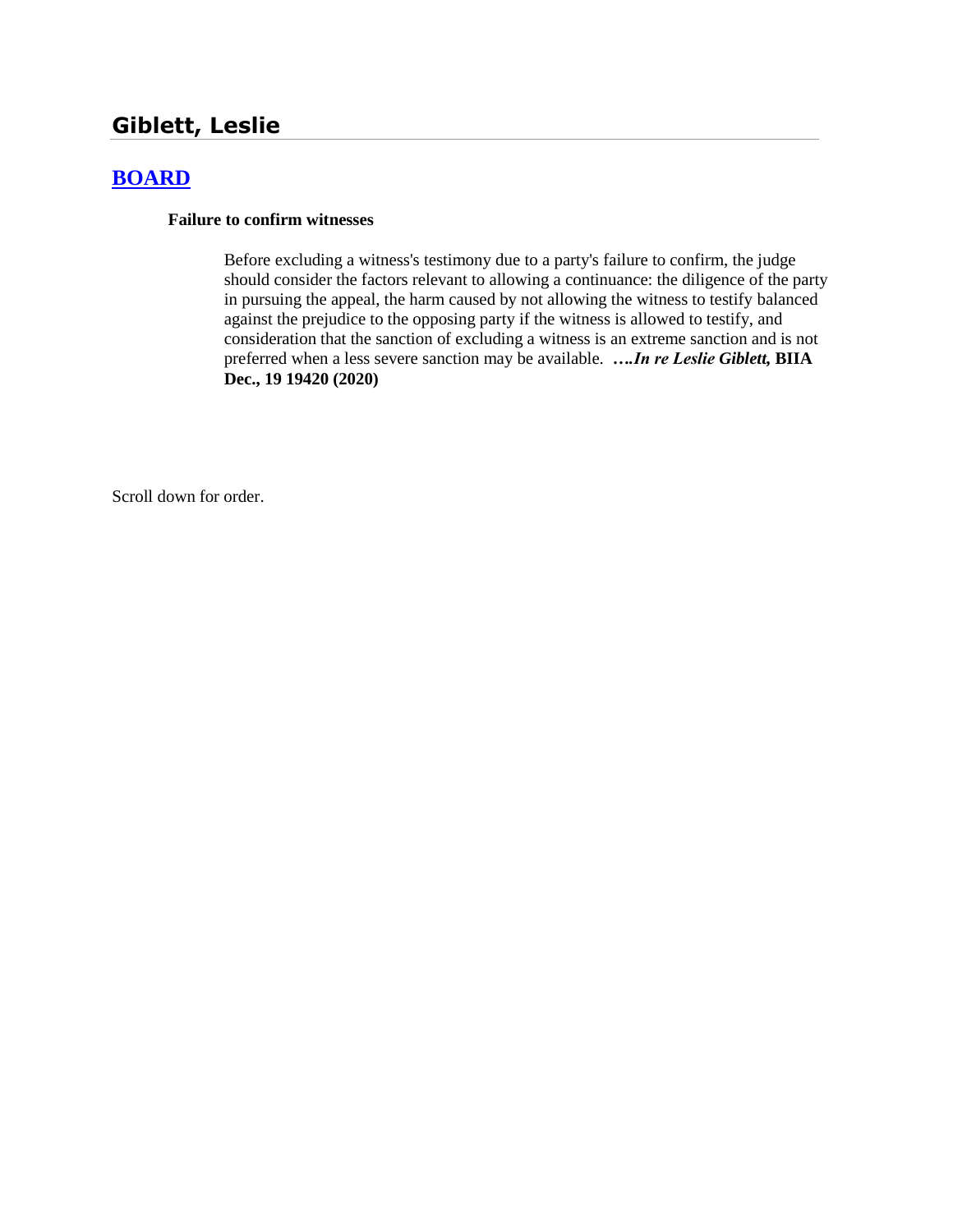# Giblett, Leslie

## [BOARD]

**Failure to confirm witnesses**

Before excluding a witness's testimony due to a party's failure to confirm, the judge should consider the factors relevant to allowing a continuance: the diligence of the party in pursuing the appeal, the harm caused by not allowing the witness to testify balanced against the prejudice to the opposing party if the witness is allowed to testify, and consideration that the sanction of excluding a witness is an extreme sanction and is not preferred when a less severe sanction may be available. ***….In re Leslie Giblett,* BIIA Dec., 19 19420 (2020)**

Scroll down for order.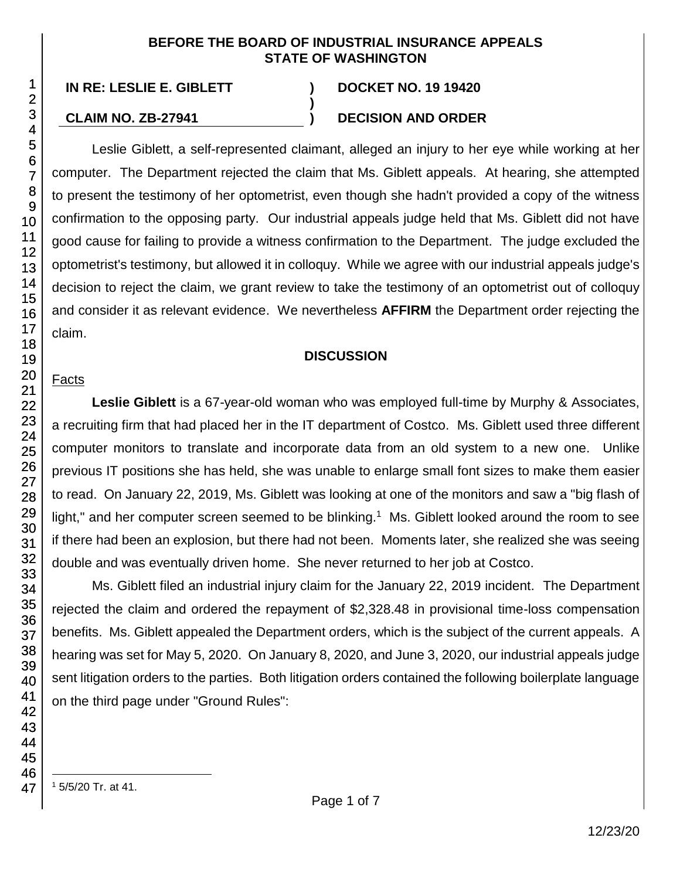**BEFORE THE BOARD OF INDUSTRIAL INSURANCE APPEALS**
**STATE OF WASHINGTON**

**IN RE: LESLIE E. GIBLETT** ) **DOCKET NO. 19 19420**
)
**CLAIM NO. ZB-27941** ) **DECISION AND ORDER**

Leslie Giblett, a self-represented claimant, alleged an injury to her eye while working at her computer. The Department rejected the claim that Ms. Giblett appeals. At hearing, she attempted to present the testimony of her optometrist, even though she hadn't provided a copy of the witness confirmation to the opposing party. Our industrial appeals judge held that Ms. Giblett did not have good cause for failing to provide a witness confirmation to the Department. The judge excluded the optometrist's testimony, but allowed it in colloquy. While we agree with our industrial appeals judge's decision to reject the claim, we grant review to take the testimony of an optometrist out of colloquy and consider it as relevant evidence. We nevertheless **AFFIRM** the Department order rejecting the claim.

## DISCUSSION

Facts

**Leslie Giblett** is a 67-year-old woman who was employed full-time by Murphy & Associates, a recruiting firm that had placed her in the IT department of Costco. Ms. Giblett used three different computer monitors to translate and incorporate data from an old system to a new one. Unlike previous IT positions she has held, she was unable to enlarge small font sizes to make them easier to read. On January 22, 2019, Ms. Giblett was looking at one of the monitors and saw a "big flash of light," and her computer screen seemed to be blinking.[1] Ms. Giblett looked around the room to see if there had been an explosion, but there had not been. Moments later, she realized she was seeing double and was eventually driven home. She never returned to her job at Costco.

Ms. Giblett filed an industrial injury claim for the January 22, 2019 incident. The Department rejected the claim and ordered the repayment of $2,328.48 in provisional time-loss compensation benefits. Ms. Giblett appealed the Department orders, which is the subject of the current appeals. A hearing was set for May 5, 2020. On January 8, 2020, and June 3, 2020, our industrial appeals judge sent litigation orders to the parties. Both litigation orders contained the following boilerplate language on the third page under "Ground Rules":

[1] 5/5/20 Tr. at 41.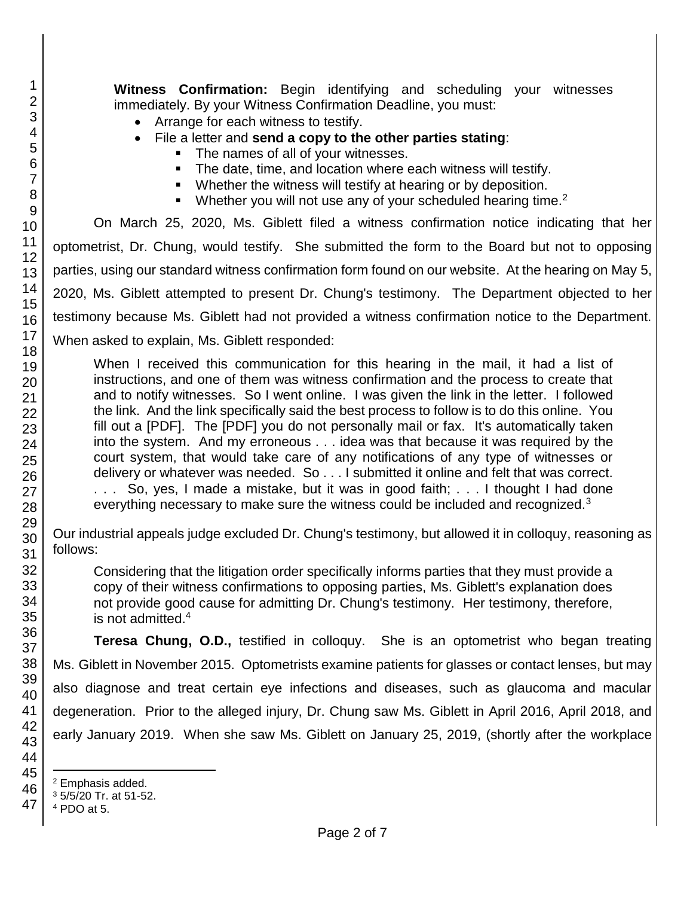**Witness Confirmation:** Begin identifying and scheduling your witnesses immediately. By your Witness Confirmation Deadline, you must:

- Arrange for each witness to testify.
- File a letter and **send a copy to the other parties stating**:
  - The names of all of your witnesses.
  - The date, time, and location where each witness will testify.
  - Whether the witness will testify at hearing or by deposition.
  - Whether you will not use any of your scheduled hearing time.[2]

On March 25, 2020, Ms. Giblett filed a witness confirmation notice indicating that her optometrist, Dr. Chung, would testify. She submitted the form to the Board but not to opposing parties, using our standard witness confirmation form found on our website. At the hearing on May 5, 2020, Ms. Giblett attempted to present Dr. Chung's testimony. The Department objected to her testimony because Ms. Giblett had not provided a witness confirmation notice to the Department. When asked to explain, Ms. Giblett responded:

> When I received this communication for this hearing in the mail, it had a list of instructions, and one of them was witness confirmation and the process to create that and to notify witnesses. So I went online. I was given the link in the letter. I followed the link. And the link specifically said the best process to follow is to do this online. You fill out a [PDF]. The [PDF] you do not personally mail or fax. It's automatically taken into the system. And my erroneous . . . idea was that because it was required by the court system, that would take care of any notifications of any type of witnesses or delivery or whatever was needed. So . . . I submitted it online and felt that was correct. . . . So, yes, I made a mistake, but it was in good faith; . . . I thought I had done everything necessary to make sure the witness could be included and recognized.[3]

Our industrial appeals judge excluded Dr. Chung's testimony, but allowed it in colloquy, reasoning as follows:

> Considering that the litigation order specifically informs parties that they must provide a copy of their witness confirmations to opposing parties, Ms. Giblett's explanation does not provide good cause for admitting Dr. Chung's testimony. Her testimony, therefore, is not admitted.[4]

**Teresa Chung, O.D.,** testified in colloquy. She is an optometrist who began treating Ms. Giblett in November 2015. Optometrists examine patients for glasses or contact lenses, but may also diagnose and treat certain eye infections and diseases, such as glaucoma and macular degeneration. Prior to the alleged injury, Dr. Chung saw Ms. Giblett in April 2016, April 2018, and early January 2019. When she saw Ms. Giblett on January 25, 2019, (shortly after the workplace

---

[2] Emphasis added.

[3] 5/5/20 Tr. at 51-52.

[4] PDO at 5.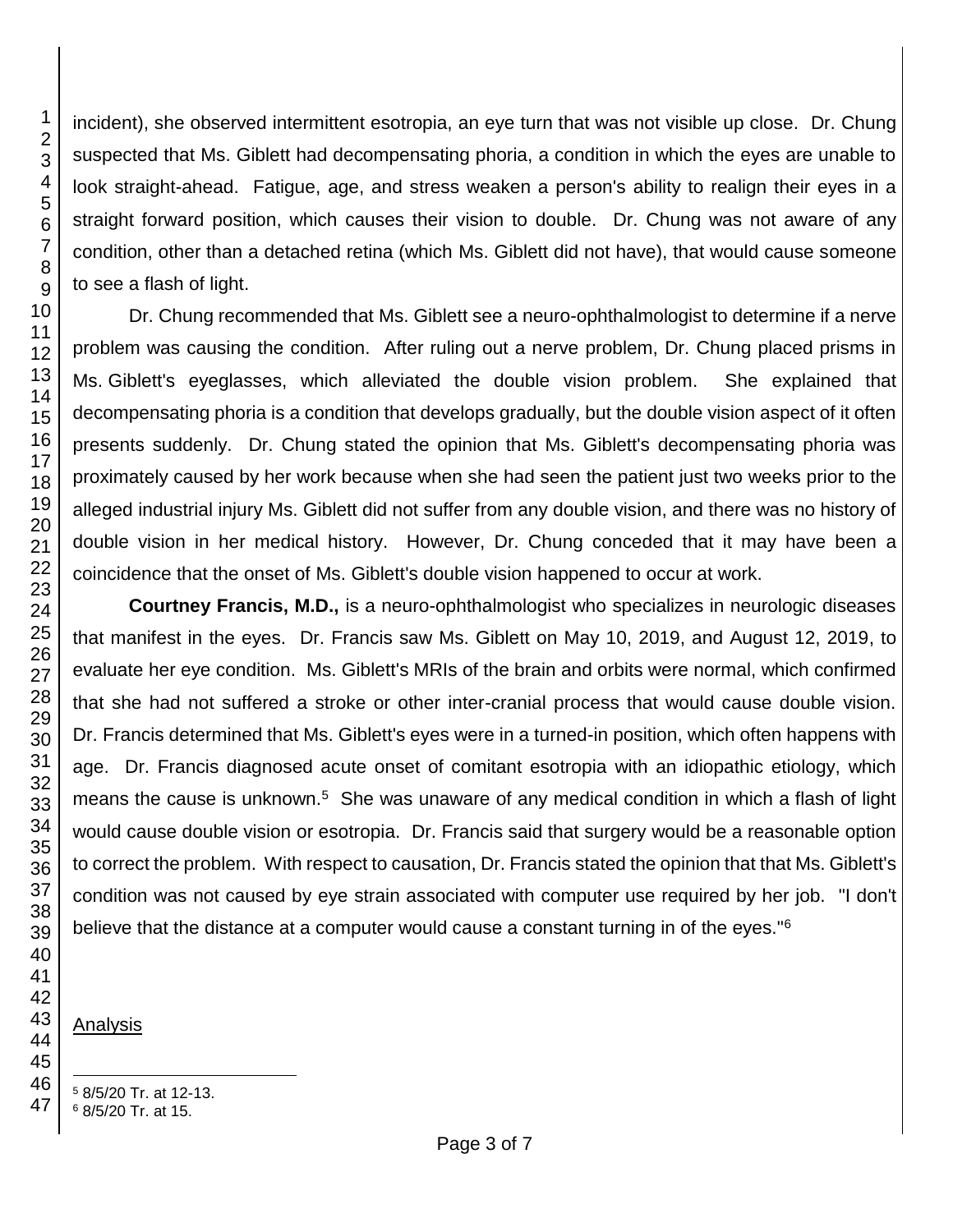incident), she observed intermittent esotropia, an eye turn that was not visible up close. Dr. Chung suspected that Ms. Giblett had decompensating phoria, a condition in which the eyes are unable to look straight-ahead. Fatigue, age, and stress weaken a person's ability to realign their eyes in a straight forward position, which causes their vision to double. Dr. Chung was not aware of any condition, other than a detached retina (which Ms. Giblett did not have), that would cause someone to see a flash of light.

Dr. Chung recommended that Ms. Giblett see a neuro-ophthalmologist to determine if a nerve problem was causing the condition. After ruling out a nerve problem, Dr. Chung placed prisms in Ms. Giblett's eyeglasses, which alleviated the double vision problem. She explained that decompensating phoria is a condition that develops gradually, but the double vision aspect of it often presents suddenly. Dr. Chung stated the opinion that Ms. Giblett's decompensating phoria was proximately caused by her work because when she had seen the patient just two weeks prior to the alleged industrial injury Ms. Giblett did not suffer from any double vision, and there was no history of double vision in her medical history. However, Dr. Chung conceded that it may have been a coincidence that the onset of Ms. Giblett's double vision happened to occur at work.

**Courtney Francis, M.D.,** is a neuro-ophthalmologist who specializes in neurologic diseases that manifest in the eyes. Dr. Francis saw Ms. Giblett on May 10, 2019, and August 12, 2019, to evaluate her eye condition. Ms. Giblett's MRIs of the brain and orbits were normal, which confirmed that she had not suffered a stroke or other inter-cranial process that would cause double vision. Dr. Francis determined that Ms. Giblett's eyes were in a turned-in position, which often happens with age. Dr. Francis diagnosed acute onset of comitant esotropia with an idiopathic etiology, which means the cause is unknown.[5] She was unaware of any medical condition in which a flash of light would cause double vision or esotropia. Dr. Francis said that surgery would be a reasonable option to correct the problem. With respect to causation, Dr. Francis stated the opinion that that Ms. Giblett's condition was not caused by eye strain associated with computer use required by her job. "I don't believe that the distance at a computer would cause a constant turning in of the eyes."[6]

Analysis

---

[5] 8/5/20 Tr. at 12-13.

[6] 8/5/20 Tr. at 15.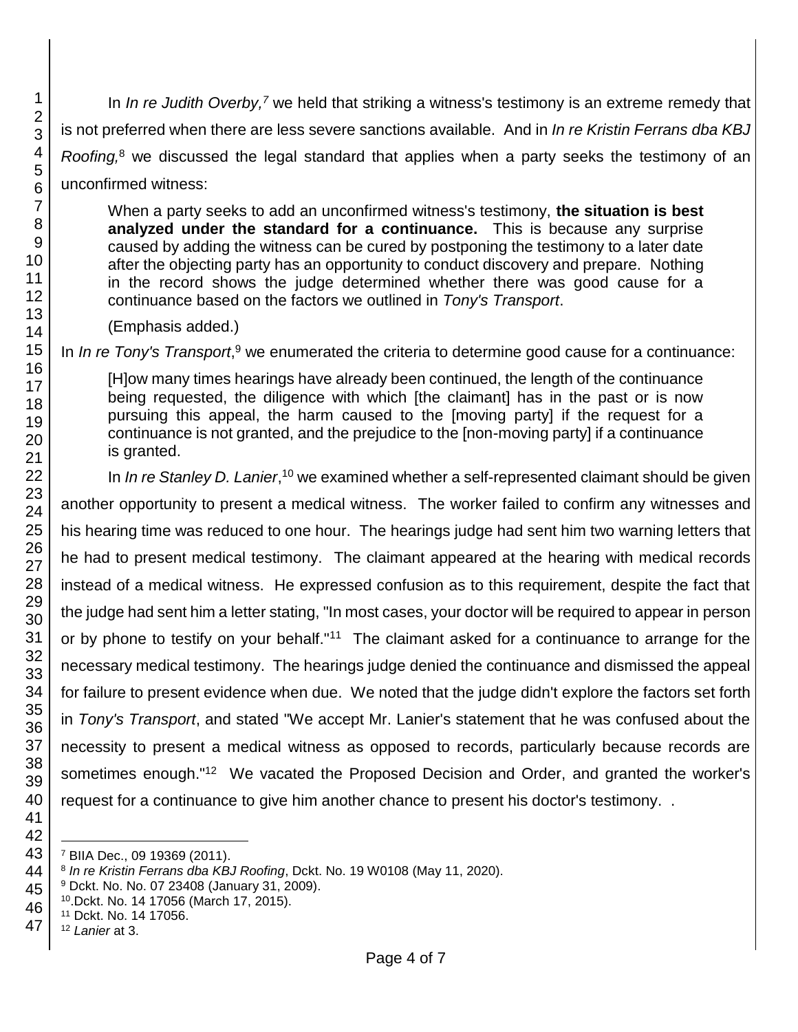In *In re Judith Overby,*[7] we held that striking a witness's testimony is an extreme remedy that is not preferred when there are less severe sanctions available. And in *In re Kristin Ferrans dba KBJ Roofing,*[8] we discussed the legal standard that applies when a party seeks the testimony of an unconfirmed witness:

> When a party seeks to add an unconfirmed witness's testimony, **the situation is best analyzed under the standard for a continuance.** This is because any surprise caused by adding the witness can be cured by postponing the testimony to a later date after the objecting party has an opportunity to conduct discovery and prepare. Nothing in the record shows the judge determined whether there was good cause for a continuance based on the factors we outlined in *Tony's Transport*.
>
> (Emphasis added.)

In *In re Tony's Transport*,[9] we enumerated the criteria to determine good cause for a continuance:

> [H]ow many times hearings have already been continued, the length of the continuance being requested, the diligence with which [the claimant] has in the past or is now pursuing this appeal, the harm caused to the [moving party] if the request for a continuance is not granted, and the prejudice to the [non-moving party] if a continuance is granted.

In *In re Stanley D. Lanier*,[10] we examined whether a self-represented claimant should be given another opportunity to present a medical witness. The worker failed to confirm any witnesses and his hearing time was reduced to one hour. The hearings judge had sent him two warning letters that he had to present medical testimony. The claimant appeared at the hearing with medical records instead of a medical witness. He expressed confusion as to this requirement, despite the fact that the judge had sent him a letter stating, "In most cases, your doctor will be required to appear in person or by phone to testify on your behalf."[11] The claimant asked for a continuance to arrange for the necessary medical testimony. The hearings judge denied the continuance and dismissed the appeal for failure to present evidence when due. We noted that the judge didn't explore the factors set forth in *Tony's Transport*, and stated "We accept Mr. Lanier's statement that he was confused about the necessity to present a medical witness as opposed to records, particularly because records are sometimes enough."[12] We vacated the Proposed Decision and Order, and granted the worker's request for a continuance to give him another chance to present his doctor's testimony. .

---

[7] BIIA Dec., 09 19369 (2011).

[8] *In re Kristin Ferrans dba KBJ Roofing*, Dckt. No. 19 W0108 (May 11, 2020).

[9] Dckt. No. No. 07 23408 (January 31, 2009).

[10].Dckt. No. 14 17056 (March 17, 2015).

[11] Dckt. No. 14 17056.

[12] *Lanier* at 3.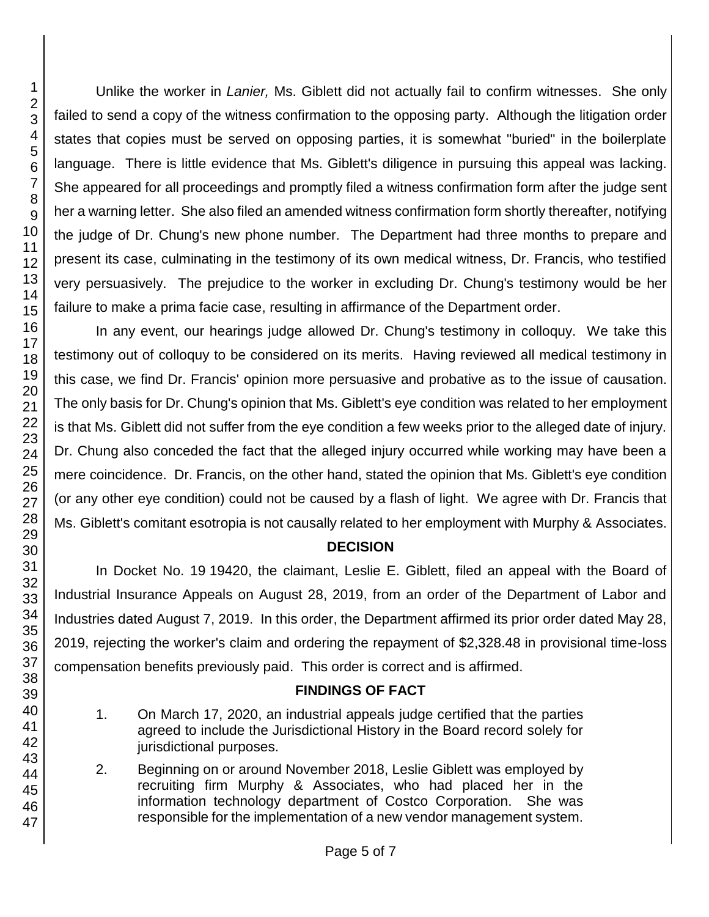Unlike the worker in *Lanier,* Ms. Giblett did not actually fail to confirm witnesses. She only failed to send a copy of the witness confirmation to the opposing party. Although the litigation order states that copies must be served on opposing parties, it is somewhat "buried" in the boilerplate language. There is little evidence that Ms. Giblett's diligence in pursuing this appeal was lacking. She appeared for all proceedings and promptly filed a witness confirmation form after the judge sent her a warning letter. She also filed an amended witness confirmation form shortly thereafter, notifying the judge of Dr. Chung's new phone number. The Department had three months to prepare and present its case, culminating in the testimony of its own medical witness, Dr. Francis, who testified very persuasively. The prejudice to the worker in excluding Dr. Chung's testimony would be her failure to make a prima facie case, resulting in affirmance of the Department order.

In any event, our hearings judge allowed Dr. Chung's testimony in colloquy. We take this testimony out of colloquy to be considered on its merits. Having reviewed all medical testimony in this case, we find Dr. Francis' opinion more persuasive and probative as to the issue of causation. The only basis for Dr. Chung's opinion that Ms. Giblett's eye condition was related to her employment is that Ms. Giblett did not suffer from the eye condition a few weeks prior to the alleged date of injury. Dr. Chung also conceded the fact that the alleged injury occurred while working may have been a mere coincidence. Dr. Francis, on the other hand, stated the opinion that Ms. Giblett's eye condition (or any other eye condition) could not be caused by a flash of light. We agree with Dr. Francis that Ms. Giblett's comitant esotropia is not causally related to her employment with Murphy & Associates.

## DECISION

In Docket No. 19 19420, the claimant, Leslie E. Giblett, filed an appeal with the Board of Industrial Insurance Appeals on August 28, 2019, from an order of the Department of Labor and Industries dated August 7, 2019. In this order, the Department affirmed its prior order dated May 28, 2019, rejecting the worker's claim and ordering the repayment of $2,328.48 in provisional time-loss compensation benefits previously paid. This order is correct and is affirmed.

## FINDINGS OF FACT

1. On March 17, 2020, an industrial appeals judge certified that the parties agreed to include the Jurisdictional History in the Board record solely for jurisdictional purposes.

2. Beginning on or around November 2018, Leslie Giblett was employed by recruiting firm Murphy & Associates, who had placed her in the information technology department of Costco Corporation. She was responsible for the implementation of a new vendor management system.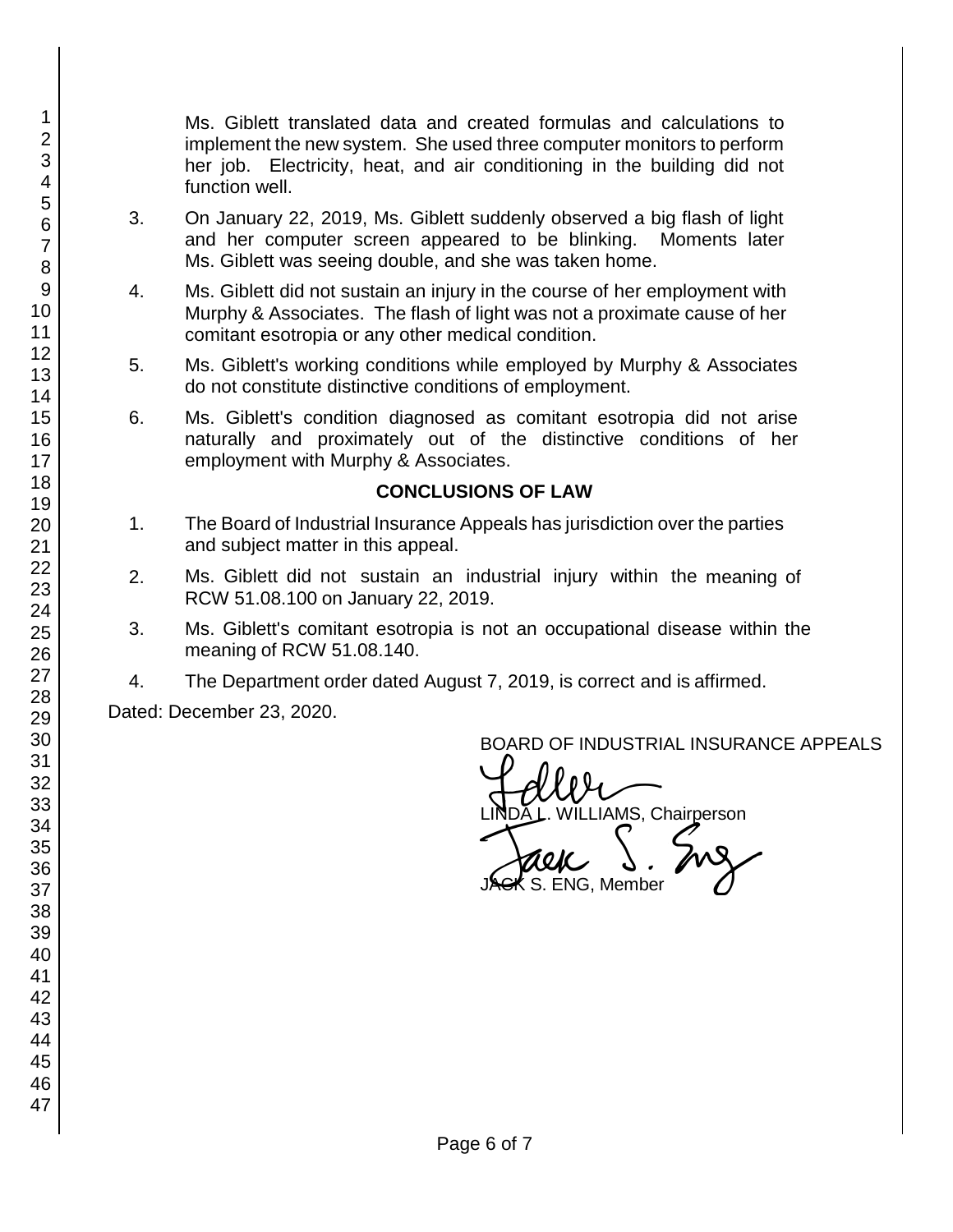Ms. Giblett translated data and created formulas and calculations to implement the new system. She used three computer monitors to perform her job. Electricity, heat, and air conditioning in the building did not function well.

3. On January 22, 2019, Ms. Giblett suddenly observed a big flash of light and her computer screen appeared to be blinking. Moments later Ms. Giblett was seeing double, and she was taken home.

4. Ms. Giblett did not sustain an injury in the course of her employment with Murphy & Associates. The flash of light was not a proximate cause of her comitant esotropia or any other medical condition.

5. Ms. Giblett's working conditions while employed by Murphy & Associates do not constitute distinctive conditions of employment.

6. Ms. Giblett's condition diagnosed as comitant esotropia did not arise naturally and proximately out of the distinctive conditions of her employment with Murphy & Associates.

## CONCLUSIONS OF LAW

1. The Board of Industrial Insurance Appeals has jurisdiction over the parties and subject matter in this appeal.

2. Ms. Giblett did not sustain an industrial injury within the meaning of RCW 51.08.100 on January 22, 2019.

3. Ms. Giblett's comitant esotropia is not an occupational disease within the meaning of RCW 51.08.140.

4. The Department order dated August 7, 2019, is correct and is affirmed.

Dated: December 23, 2020.

BOARD OF INDUSTRIAL INSURANCE APPEALS

LINDA L. WILLIAMS, Chairperson

JACK S. ENG, Member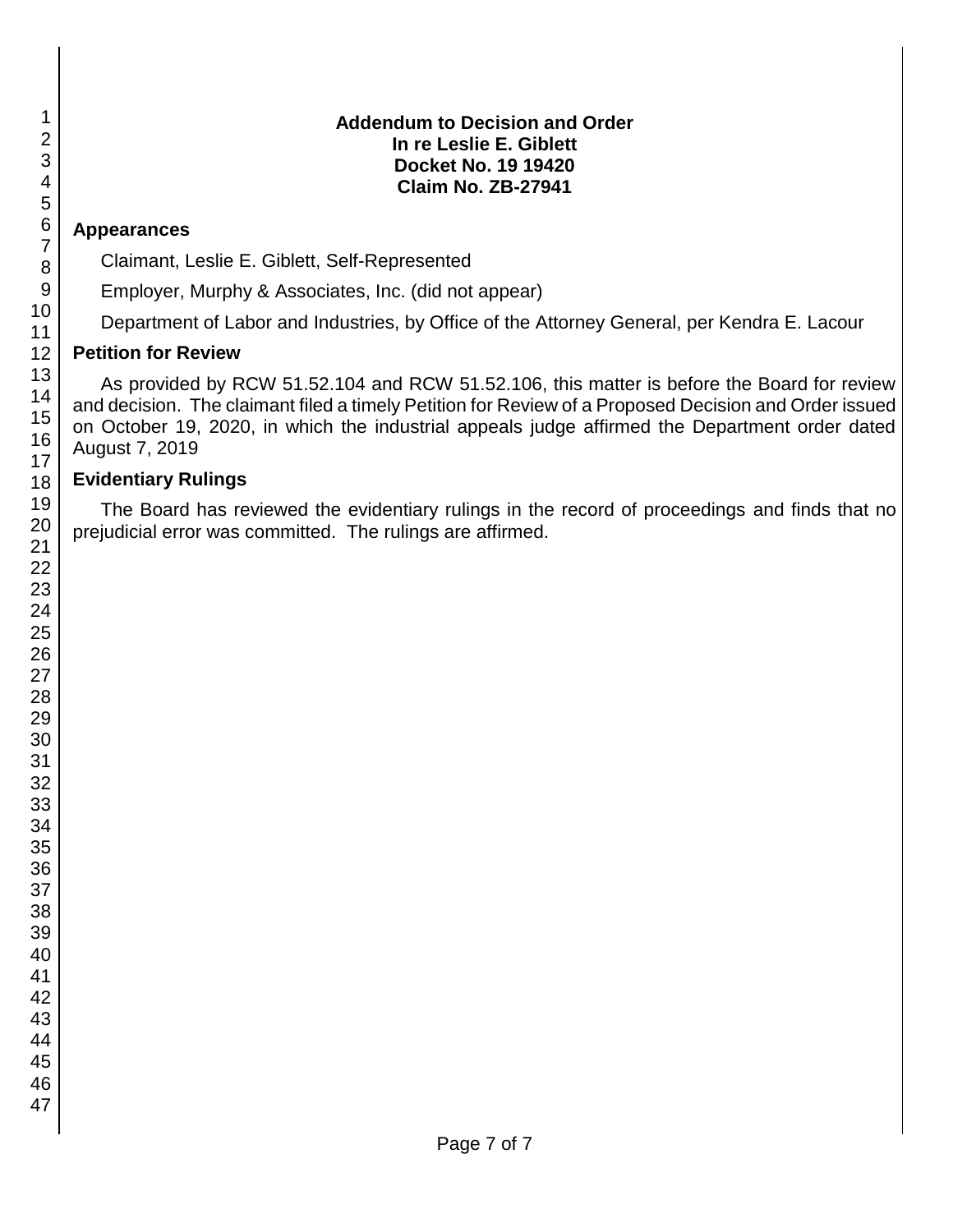**Addendum to Decision and Order**
**In re Leslie E. Giblett**
**Docket No. 19 19420**
**Claim No. ZB-27941**

## Appearances

Claimant, Leslie E. Giblett, Self-Represented

Employer, Murphy & Associates, Inc. (did not appear)

Department of Labor and Industries, by Office of the Attorney General, per Kendra E. Lacour

## Petition for Review

As provided by RCW 51.52.104 and RCW 51.52.106, this matter is before the Board for review and decision. The claimant filed a timely Petition for Review of a Proposed Decision and Order issued on October 19, 2020, in which the industrial appeals judge affirmed the Department order dated August 7, 2019

## Evidentiary Rulings

The Board has reviewed the evidentiary rulings in the record of proceedings and finds that no prejudicial error was committed. The rulings are affirmed.